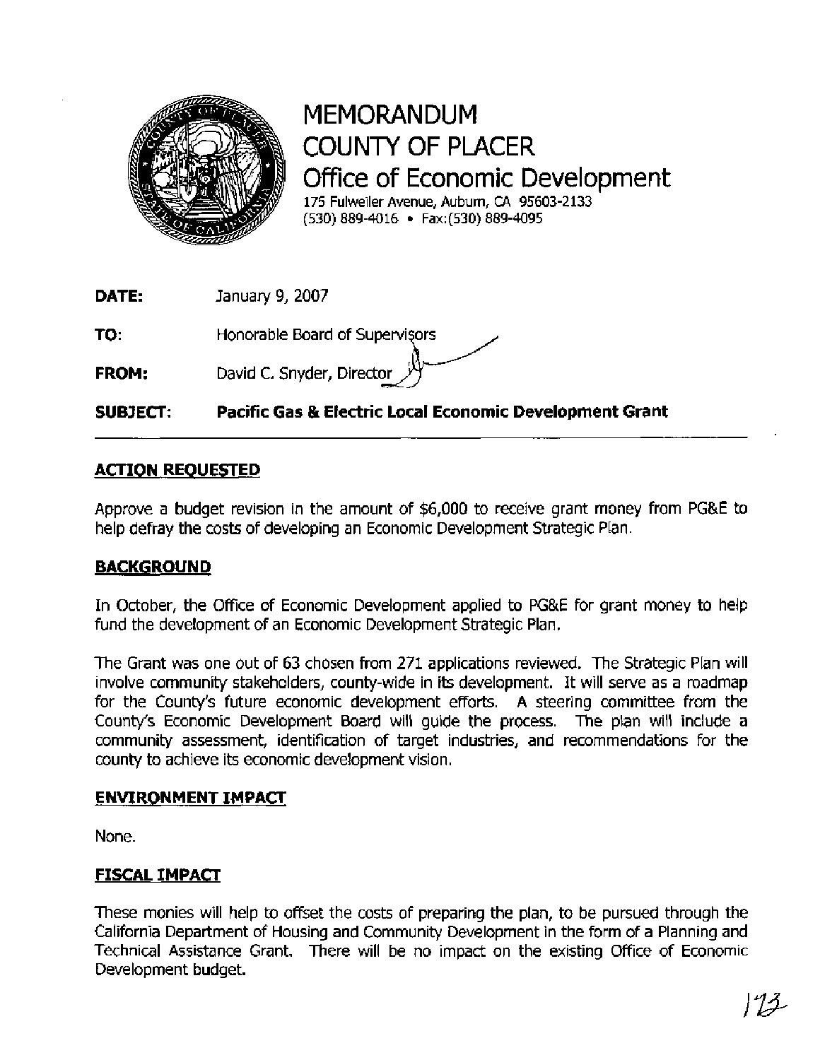# MEMORANDUM
# COUNTY OF PLACER
## Office of Economic Development

175 Fulweiler Avenue, Auburn, CA 95603-2133
(530) 889-4016 • Fax:(530) 889-4095

**DATE:** January 9, 2007

**TO:** Honorable Board of Supervisors

**FROM:** David C. Snyder, Director

**SUBJECT:** **Pacific Gas & Electric Local Economic Development Grant**

---

## ACTION REQUESTED

Approve a budget revision in the amount of $6,000 to receive grant money from PG&E to help defray the costs of developing an Economic Development Strategic Plan.

## BACKGROUND

In October, the Office of Economic Development applied to PG&E for grant money to help fund the development of an Economic Development Strategic Plan.

The Grant was one out of 63 chosen from 271 applications reviewed. The Strategic Plan will involve community stakeholders, county-wide in its development. It will serve as a roadmap for the County's future economic development efforts. A steering committee from the County's Economic Development Board will guide the process. The plan will include a community assessment, identification of target industries, and recommendations for the county to achieve its economic development vision.

## ENVIRONMENT IMPACT

None.

## FISCAL IMPACT

These monies will help to offset the costs of preparing the plan, to be pursued through the California Department of Housing and Community Development in the form of a Planning and Technical Assistance Grant. There will be no impact on the existing Office of Economic Development budget.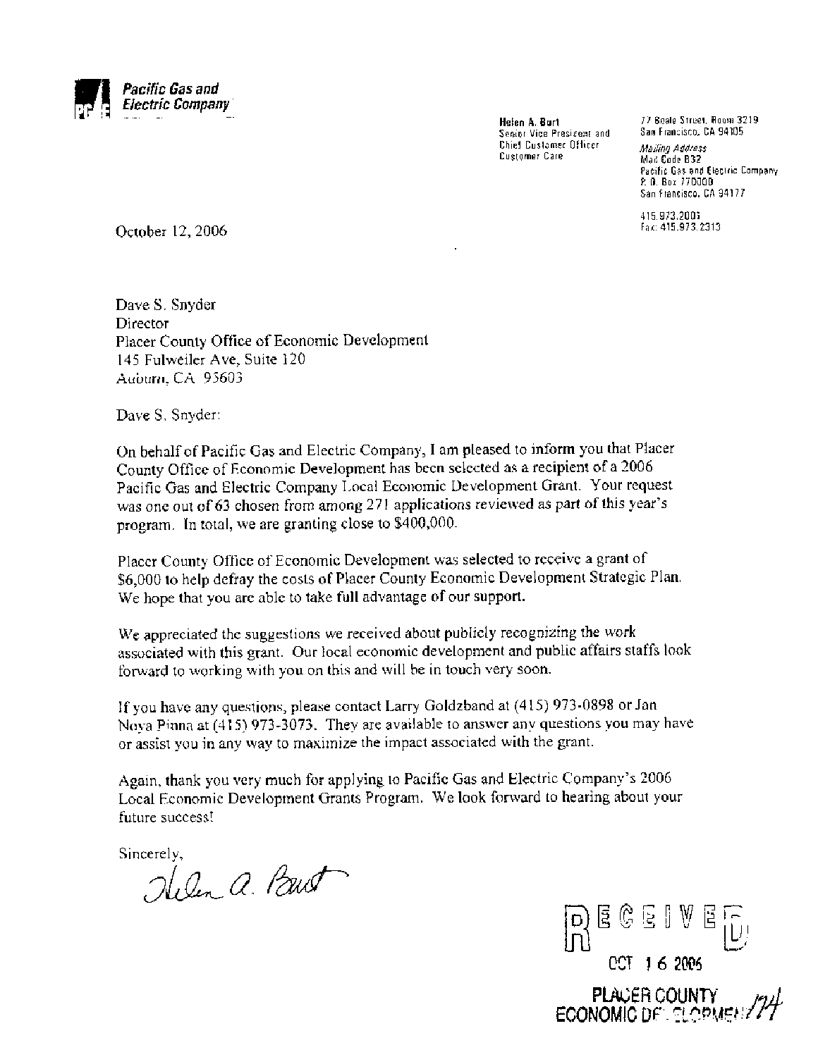**Pacific Gas and Electric Company**

**Helen A. Burt**
Senior Vice President and
Chief Customer Officer
Customer Care

77 Beale Street, Room 3219
San Francisco, CA 94105

*Mailing Address*
Mail Code B32
Pacific Gas and Electric Company
P. O. Box 770000
San Francisco, CA 94177

415.973.2001
Fax: 415.973.2313

October 12, 2006

Dave S. Snyder
Director
Placer County Office of Economic Development
145 Fulweiler Ave, Suite 120
Auburn, CA 95603

Dave S. Snyder:

On behalf of Pacific Gas and Electric Company, I am pleased to inform you that Placer County Office of Economic Development has been selected as a recipient of a 2006 Pacific Gas and Electric Company Local Economic Development Grant. Your request was one out of 63 chosen from among 271 applications reviewed as part of this year's program. In total, we are granting close to $400,000.

Placer County Office of Economic Development was selected to receive a grant of $6,000 to help defray the costs of Placer County Economic Development Strategic Plan. We hope that you are able to take full advantage of our support.

We appreciated the suggestions we received about publicly recognizing the work associated with this grant. Our local economic development and public affairs staffs look forward to working with you on this and will be in touch very soon.

If you have any questions, please contact Larry Goldzband at (415) 973-0898 or Jan Nova Pinna at (415) 973-3073. They are available to answer any questions you may have or assist you in any way to maximize the impact associated with the grant.

Again, thank you very much for applying to Pacific Gas and Electric Company's 2006 Local Economic Development Grants Program. We look forward to hearing about your future success!

Sincerely,

Helen A. Burt

RECEIVED
OCT 16 2006
PLACER COUNTY
ECONOMIC DEVELOPMENT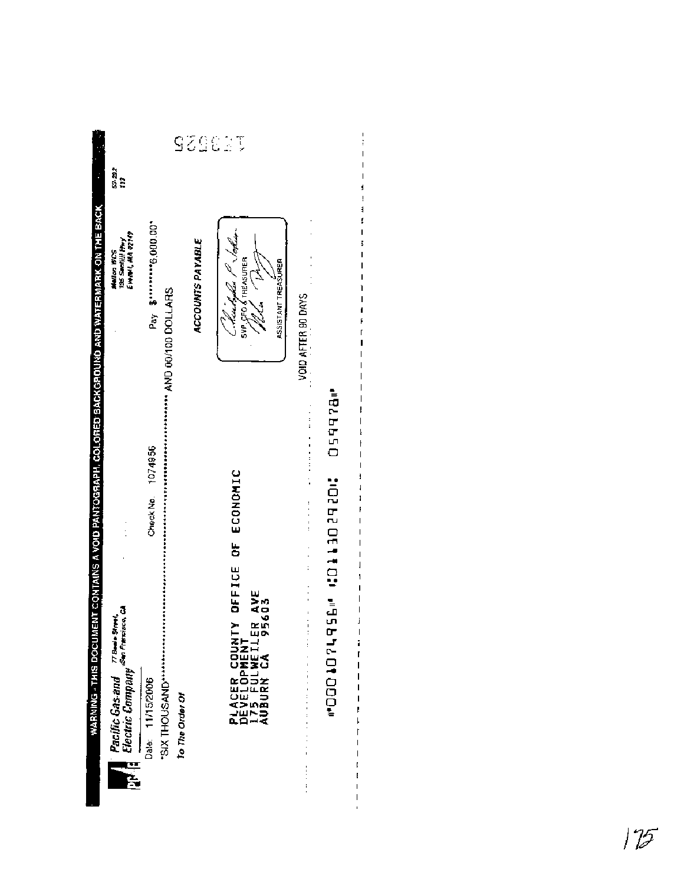WARNING - THIS DOCUMENT CONTAINS A VOID PANTOGRAPH, COLORED BACKGROUND AND WATERMARK ON THE BACK

**Pacific Gas and Electric Company**
77 Beale Street,
San Francisco, CA

Mellon WCS
135 Santilli Hwy
Everett, MA 02149

50-252
113

113925

Date: 11/15/2006

Check No. 1074956

*SIX THOUSAND*********************************************** AND 00/100 DOLLARS

Pay $*********6,000.00*

To The Order Of

PLACER COUNTY OFFICE OF ECONOMIC DEVELOPMENT
175 FULWEILER AVE
AUBURN CA 95603

ACCOUNTS PAYABLE

SVP, CFO & TREASURER

ASSISTANT TREASURER

VOID AFTER 90 DAYS

⑈0001074956⑈ ⑆011302920⑆ 0599978⑈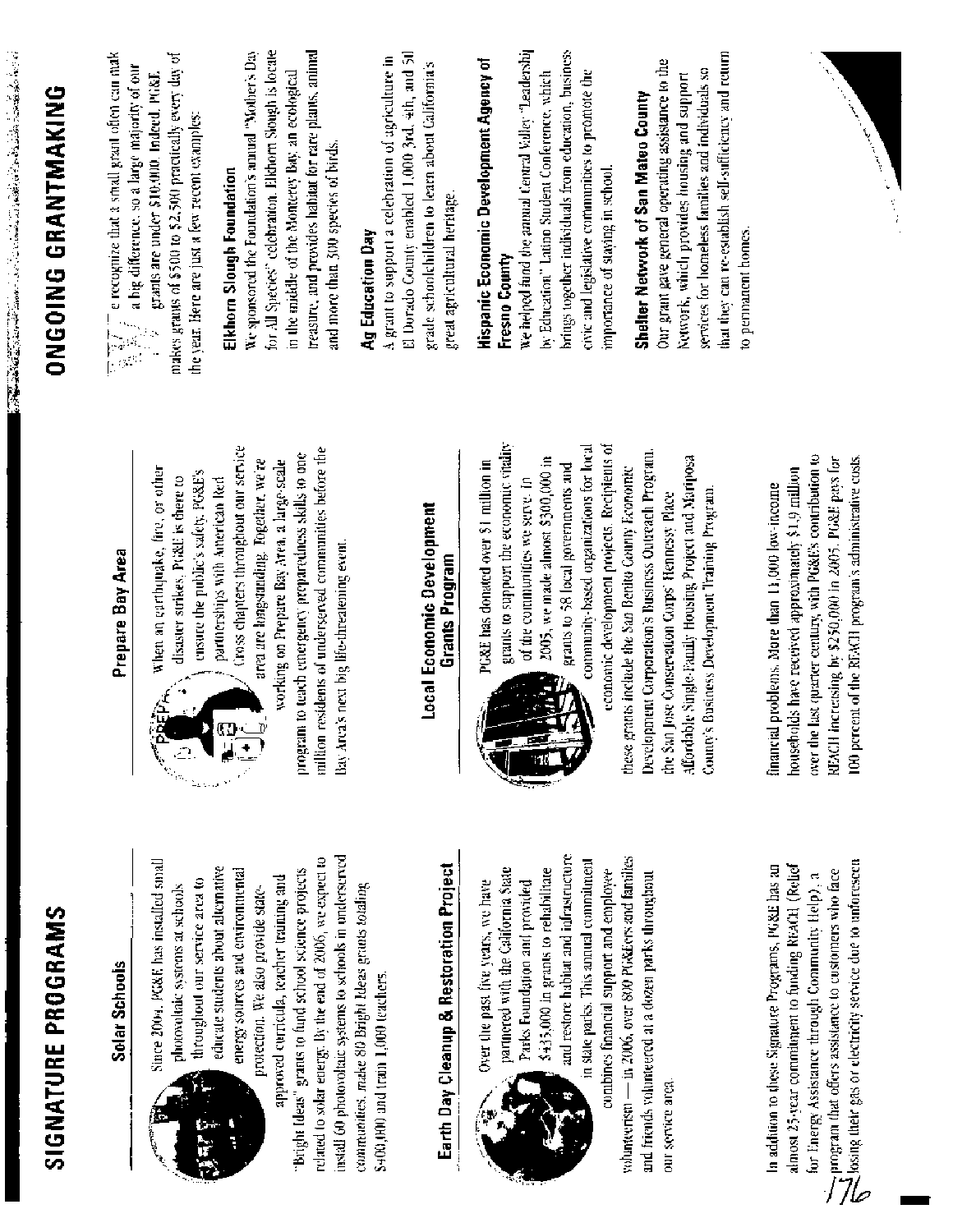# SIGNATURE PROGRAMS

## Solar Schools

Since 2004, PG&E has installed small photovoltaic systems at schools throughout our service area to educate students about alternative energy sources and environmental protection. We also provide state-approved curricula, teacher training and "Bright Ideas" grants to fund school science projects related to solar energy. By the end of 2006, we expect to install 60 photovoltaic systems to schools in underserved communities, make 80 Bright Ideas grants totaling $400,000 and train 1,000 teachers.

## Earth Day Cleanup & Restoration Project

Over the past five years, we have partnered with the California State Parks Foundation and provided $435,000 in grants to rehabilitate and restore habitat and infrastructure in state parks. This annual commitment combines financial support and employee volunteerism — in 2006, over 800 PG&Ers and families and friends volunteered at a dozen parks throughout our service area.

## Prepare Bay Area

When an earthquake, fire, or other disaster strikes, PG&E is there to ensure the public's safety. PG&E's partnerships with American Red Cross chapters throughout our service area are longstanding. Together, we're working on Prepare Bay Area, a large-scale program to teach emergency preparedness skills to one million residents of underserved communities before the Bay Area's next big life-threatening event.

## Local Economic Development Grants Program

PG&E has donated over $1 million in grants to support the economic vitality of the communities we serve. In 2005, we made almost $300,000 in grants to 58 local governments and community-based organizations for local economic development projects. Recipients of these grants include the San Benito County Economic Development Corporation's Business Outreach Program, the San Jose Conservation Corps' Hennessy Place Affordable Single-Family Housing Project and Mariposa County's Business Development Training Program.

In addition to these Signature Programs, PG&E has an almost 25-year commitment to funding REACH (Relief for Energy Assistance through Community Help), a program that offers assistance to customers who face losing their gas or electricity service due to unforeseen financial problems. More than 11,000 low-income households have received approximately $1.9 million over the last quarter century, with PG&E's contribution to REACH increasing by $250,000 in 2005. PG&E pays for 100 percent of the REACH program's administrative costs.

# ONGOING GRANTMAKING

We recognize that a small grant often can make a big difference, so a large majority of our grants are under $10,000. Indeed, PG&E makes grants of $500 to $2,500 practically every day of the year. Here are just a few recent examples:

### Elkhorn Slough Foundation

We sponsored the Foundation's annual "Mother's Day for All Species" celebration. Elkhorn Slough is located in the middle of the Monterey Bay, an ecological treasure, and provides habitat for rare plants, animals and more than 300 species of birds.

### Ag Education Day

A grant to support a celebration of agriculture in El Dorado County enabled 1,000 3rd, 4th, and 5th grade schoolchildren to learn about California's great agricultural heritage.

### Hispanic Economic Development Agency of Fresno County

We helped fund the annual Central Valley "Leadership by Education" Latino Student Conference, which brings together individuals from education, business, civic and legislative communities to promote the importance of staying in school.

### Shelter Network of San Mateo County

Our grant gave general operating assistance to the Network, which provides housing and support services for homeless families and individuals so that they can re-establish self-sufficiency and return to permanent homes.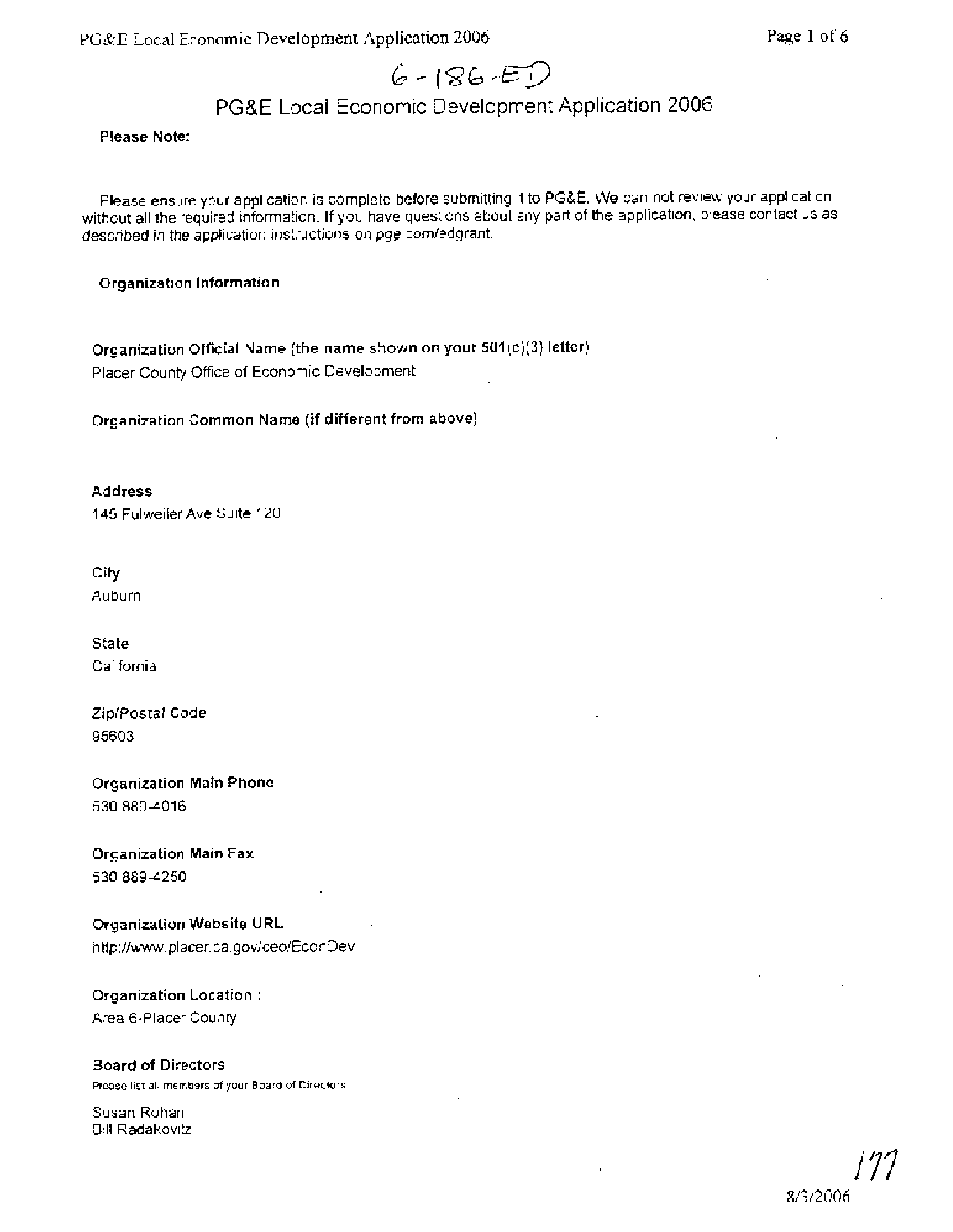6-186-ED

# PG&E Local Economic Development Application 2006

**Please Note:**

Please ensure your application is complete before submitting it to PG&E. We can not review your application without all the required information. If you have questions about any part of the application, please contact us as described in the application instructions on pge.com/edgrant.

## Organization Information

**Organization Official Name (the name shown on your 501(c)(3) letter)**
Placer County Office of Economic Development

**Organization Common Name (if different from above)**

**Address**
145 Fulweiler Ave Suite 120

**City**
Auburn

**State**
California

**Zip/Postal Code**
95603

**Organization Main Phone**
530 889-4016

**Organization Main Fax**
530 889-4250

**Organization Website URL**
http://www.placer.ca.gov/ceo/EconDev

**Organization Location :**
Area 6-Placer County

**Board of Directors**
Please list all members of your Board of Directors

Susan Rohan
Bill Radakovitz

177

8/3/2006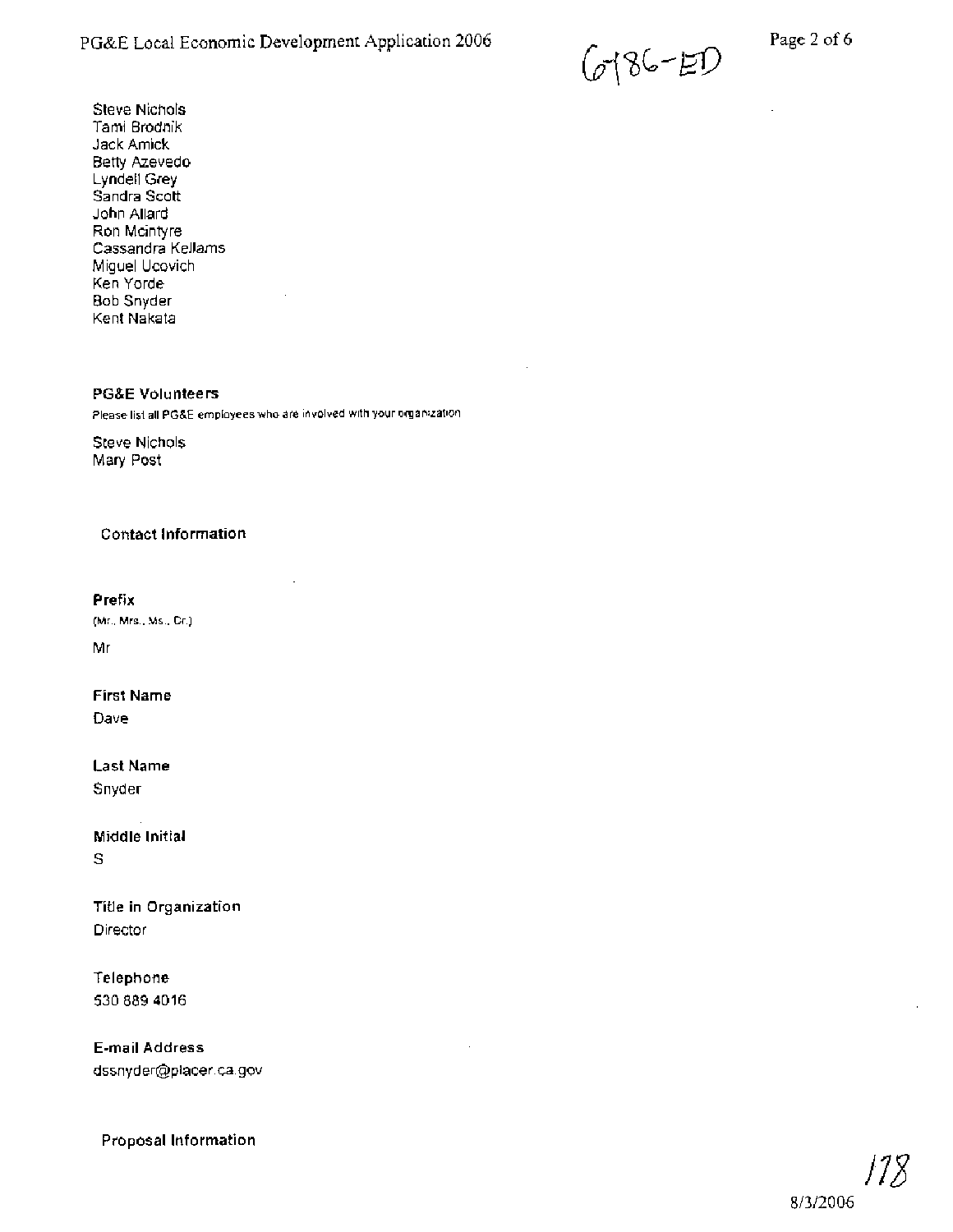Steve Nichols
Tami Brodnik
Jack Amick
Betty Azevedo
Lyndell Grey
Sandra Scott
John Allard
Ron Mcintyre
Cassandra Kellams
Miguel Ucovich
Ken Yorde
Bob Snyder
Kent Nakata

**PG&E Volunteers**

Please list all PG&E employees who are involved with your organization

Steve Nichols
Mary Post

**Contact Information**

**Prefix**

(Mr., Mrs., Ms., Dr.)

Mr

**First Name**

Dave

**Last Name**

Snyder

**Middle Initial**

S

**Title in Organization**

Director

**Telephone**

530 889 4016

**E-mail Address**

dssnyder@placer.ca.gov

**Proposal Information**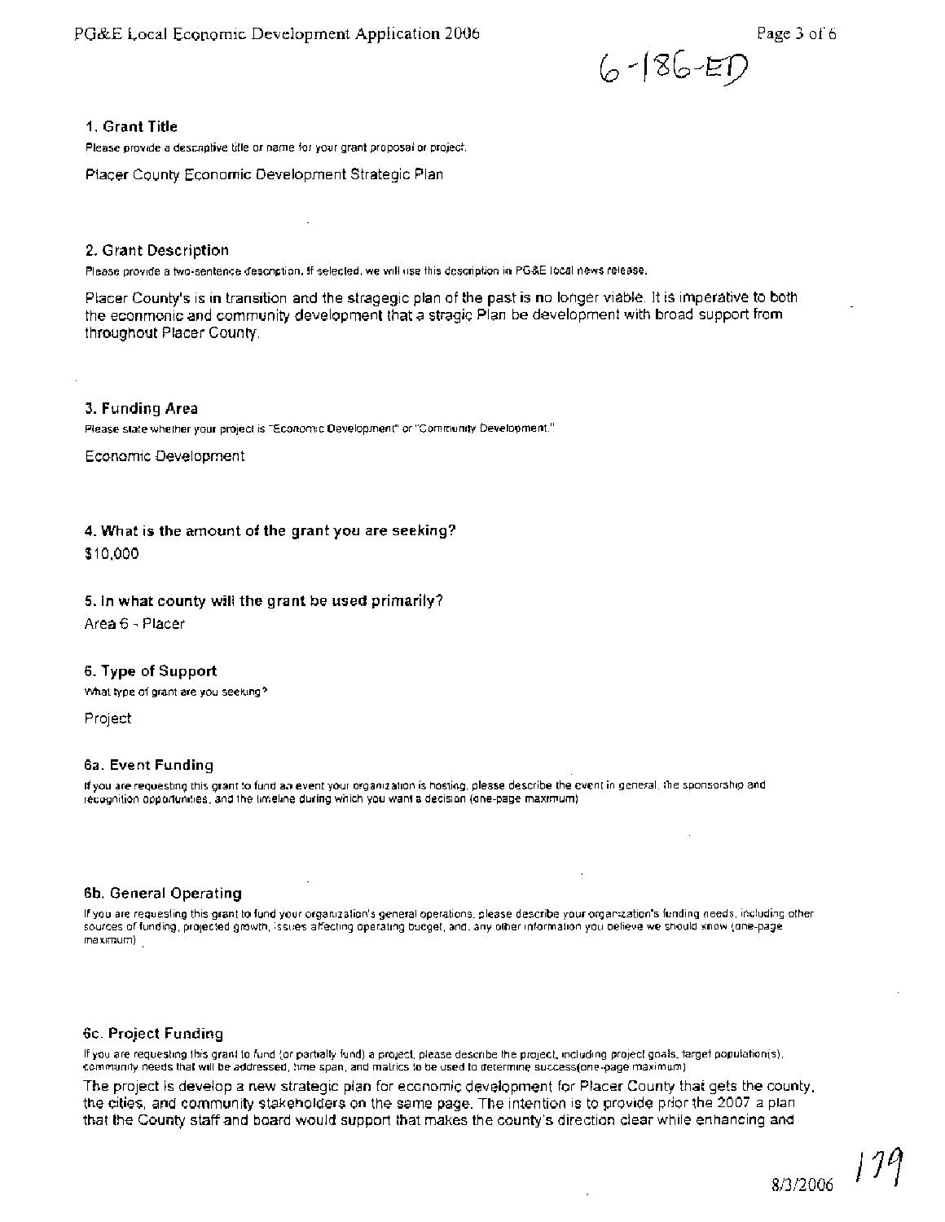6-186-ED

### 1. Grant Title

Please provide a descriptive title or name for your grant proposal or project.

Placer County Economic Development Strategic Plan

### 2. Grant Description

Please provide a two-sentence description. If selected, we will use this description in PG&E local news release.

Placer County's is in transition and the stragegic plan of the past is no longer viable. It is imperative to both the econmonic and community development that a stragic Plan be development with broad support from throughout Placer County.

### 3. Funding Area

Please state whether your project is "Economic Development" or "Community Development."

Economic Development

### 4. What is the amount of the grant you are seeking?

$10,000

### 5. In what county will the grant be used primarily?

Area 6 - Placer

### 6. Type of Support

What type of grant are you seeking?

Project

#### 6a. Event Funding

If you are requesting this grant to fund an event your organization is hosting, please describe the event in general, the sponsorship and recognition opportunities, and the timeline during which you want a decision (one-page maximum)

#### 6b. General Operating

If you are requesting this grant to fund your organization's general operations, please describe your organization's funding needs, including other sources of funding, projected growth, issues affecting operating budget, and, any other information you believe we should know (one-page maximum)

#### 6c. Project Funding

If you are requesting this grant to fund (or partially fund) a project, please describe the project, including project goals, target population(s), community needs that will be addressed, time span, and matrics to be used to determine success(one-page maximum)

The project is develop a new strategic plan for economic development for Placer County that gets the county, the cities, and community stakeholders on the same page. The intention is to provide prior the 2007 a plan that the County staff and board would support that makes the county's direction clear while enhancing and

8/3/2006 179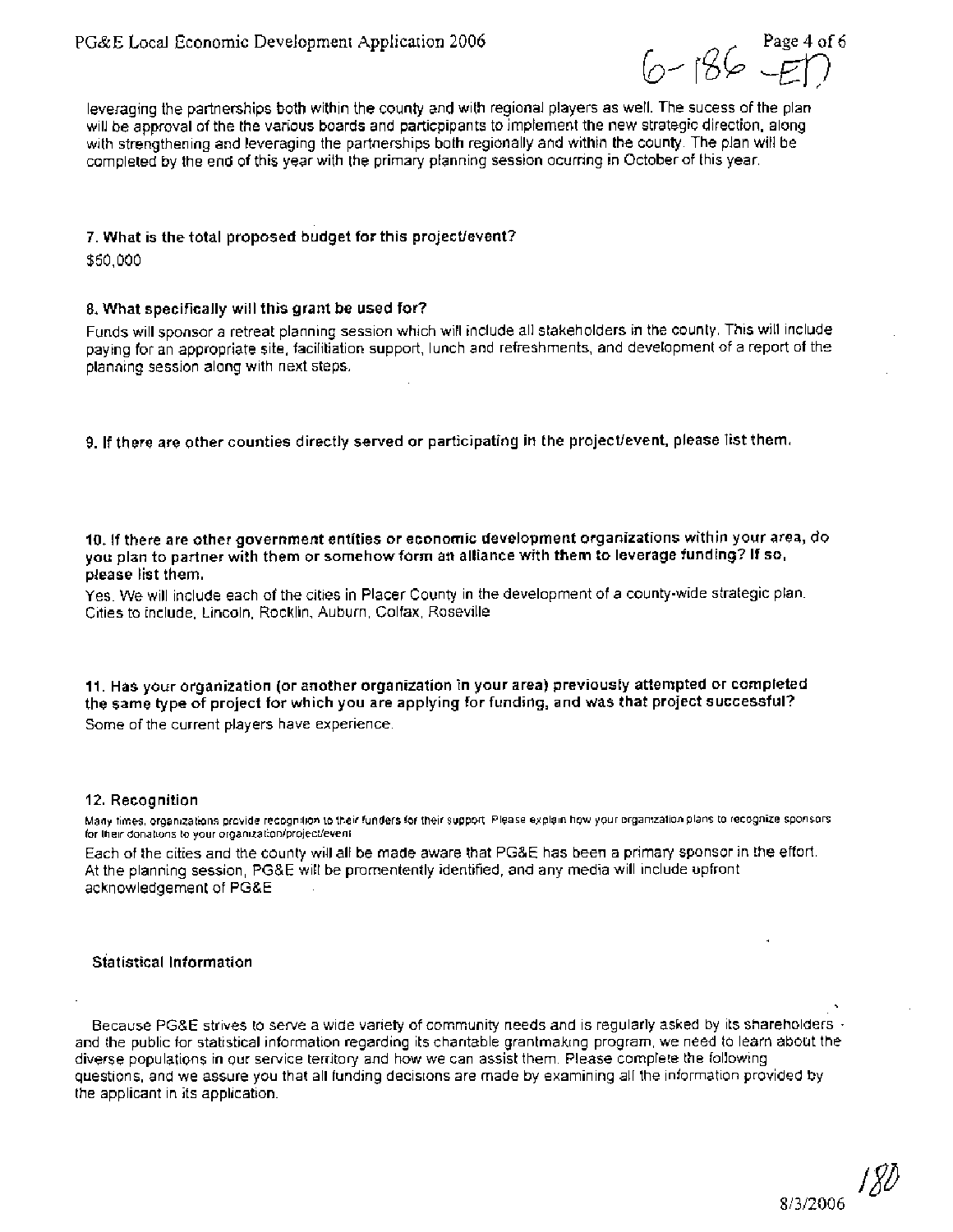leveraging the partnerships both within the county and with regional players as well. The sucess of the plan will be approval of the the various boards and particpipants to implement the new strategic direction, along with strengthening and leveraging the partnerships both regionally and within the county. The plan will be completed by the end of this year with the primary planning session ocurring in October of this year.

**7. What is the total proposed budget for this project/event?**

$50,000

**8. What specifically will this grant be used for?**

Funds will sponsor a retreat planning session which will include all stakeholders in the county. This will include paying for an appropriate site, facilitiation support, lunch and refreshments, and development of a report of the planning session along with next steps.

**9. If there are other counties directly served or participating in the project/event, please list them.**

**10. If there are other government entities or economic development organizations within your area, do you plan to partner with them or somehow form an alliance with them to leverage funding? If so, please list them.**

Yes. We will include each of the cities in Placer County in the development of a county-wide strategic plan. Cities to include, Lincoln, Rocklin, Auburn, Colfax, Roseville

**11. Has your organization (or another organization in your area) previously attempted or completed the same type of project for which you are applying for funding, and was that project successful?**

Some of the current players have experience.

**12. Recognition**

Many times, organizations provide recognition to their funders for their support. Please explain how your organization plans to recognize sponsors for their donations to your organization/project/event

Each of the cities and the county will all be made aware that PG&E has been a primary sponsor in the effort. At the planning session, PG&E will be promentently identified, and any media will include upfront acknowledgement of PG&E

**Statistical Information**

Because PG&E strives to serve a wide variety of community needs and is regularly asked by its shareholders and the public for statistical information regarding its charitable grantmaking program, we need to learn about the diverse populations in our service territory and how we can assist them. Please complete the following questions, and we assure you that all funding decisions are made by examining all the information provided by the applicant in its application.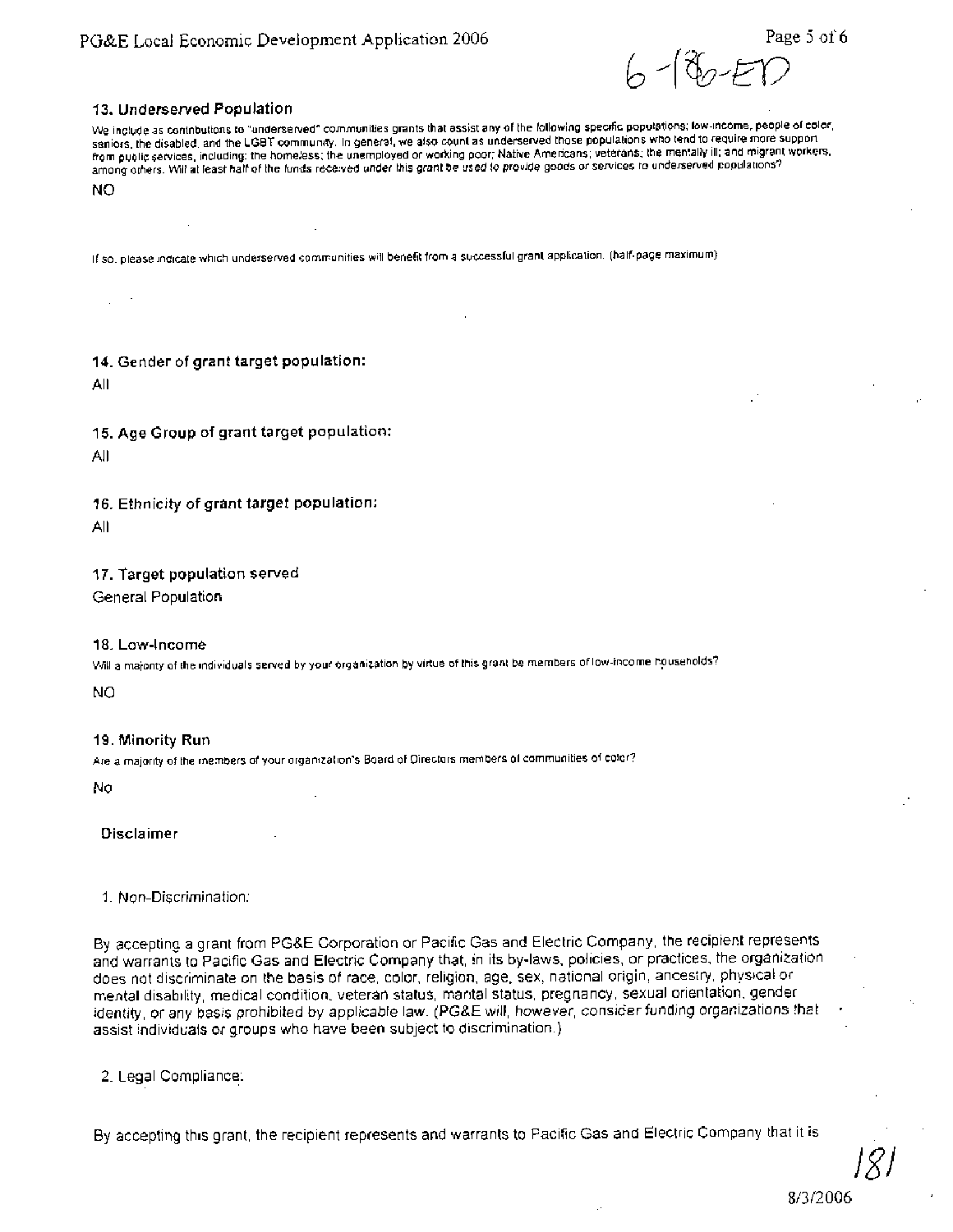6-186-ED

### 13. Underserved Population

We include as contributions to "underserved" communities grants that assist any of the following specific populations: low-income, people of color, seniors, the disabled, and the LGBT community. In general, we also count as underserved those populations who tend to require more support from public services, including: the homeless; the unemployed or working poor; Native Americans; veterans; the mentally ill; and migrant workers, among others. Will at least half of the funds received under this grant be used to provide goods or services to underserved populations?

NO

If so, please indicate which underserved communities will benefit from a successful grant application. (half-page maximum)

### 14. Gender of grant target population:

All

### 15. Age Group of grant target population:

All

### 16. Ethnicity of grant target population:

All

### 17. Target population served

General Population

### 18. Low-Income

Will a majority of the individuals served by your organization by virtue of this grant be members of low-income households?

NO

### 19. Minority Run

Are a majority of the members of your organization's Board of Directors members of communities of color?

No

**Disclaimer**

1. Non-Discrimination:

By accepting a grant from PG&E Corporation or Pacific Gas and Electric Company, the recipient represents and warrants to Pacific Gas and Electric Company that, in its by-laws, policies, or practices, the organization does not discriminate on the basis of race, color, religion, age, sex, national origin, ancestry, physical or mental disability, medical condition, veteran status, marital status, pregnancy, sexual orientation, gender identity, or any basis prohibited by applicable law. (PG&E will, however, consider funding organizations that assist individuals or groups who have been subject to discrimination.)

2. Legal Compliance:

By accepting this grant, the recipient represents and warrants to Pacific Gas and Electric Company that it is

181

8/3/2006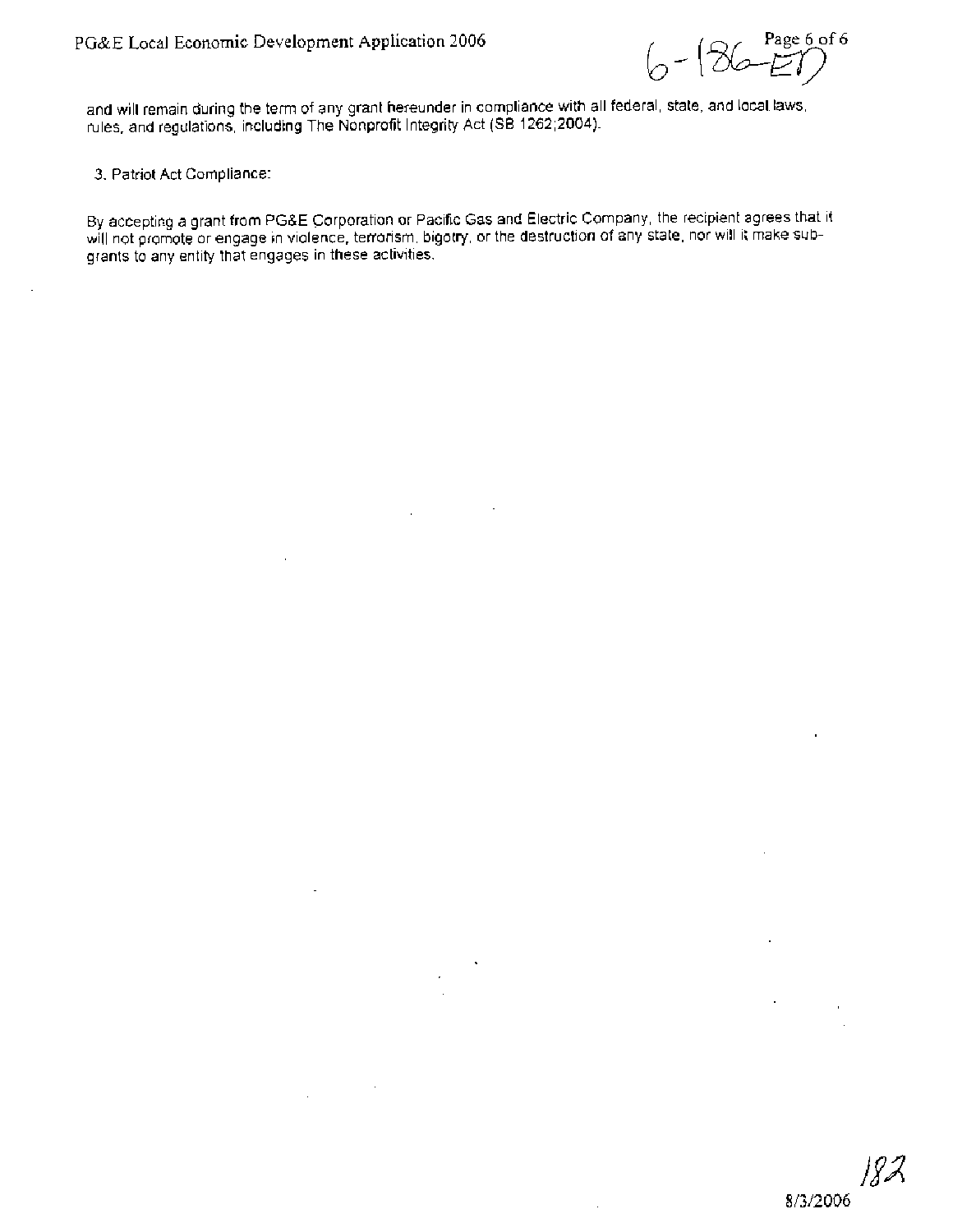and will remain during the term of any grant hereunder in compliance with all federal, state, and local laws, rules, and regulations, including The Nonprofit Integrity Act (SB 1262;2004).

3. Patriot Act Compliance:

By accepting a grant from PG&E Corporation or Pacific Gas and Electric Company, the recipient agrees that it will not promote or engage in violence, terrorism, bigotry, or the destruction of any state, nor will it make sub-grants to any entity that engages in these activities.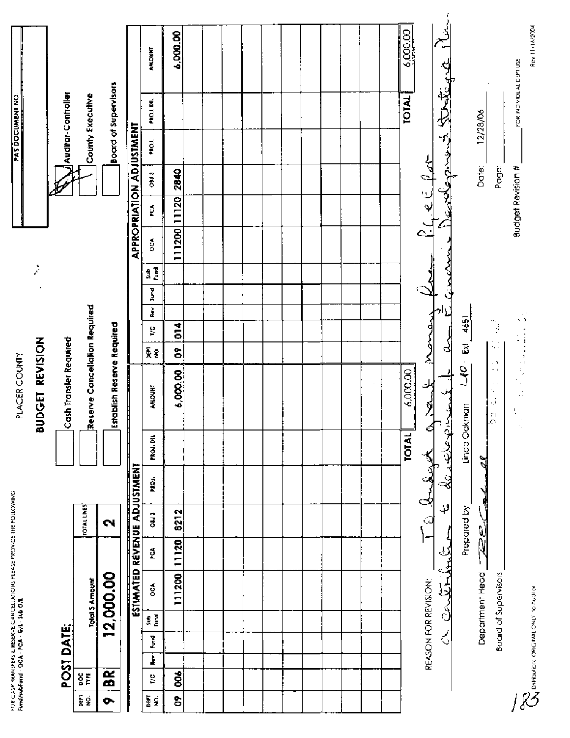FOR CASH TRANSFERS & RESERVE CANCELLATIONS PLEASE PROVIDE THE FOLLOWING
Fund/subfund - OCA - PCA - G/L - Sub G/L

PLACER COUNTY

# BUDGET REVISION

| PAS DOCUMENT NO. |
|---|
| |

## POST DATE:

| DEPT NO. | DOC TYPE | Total $ Amount | TOTAL LINES |
|---|---|---|---|
| 9 | BR | 12,000.00 | 2 |

- [ ] Cash Transfer Required
- [ ] Reserve Cancellation Required
- [ ] Establish Reserve Required
- [x] Auditor-Controller
- [ ] County Executive
- [ ] Board of Supervisors

### ESTIMATED REVENUE ADJUSTMENT

| DEPT NO. | T/C | Rev | Fund | Sub Fund | OCA | PCA | OBJ 3 | PROJ. | PROJ. DTL | AMOUNT |
|---|---|---|---|---|---|---|---|---|---|---|
| 09 | 006 | | | | 111200 | 11120 | 8212 | | | 6,000.00 |
| | | | | | | | | | TOTAL | 6,000.00 |

### APPROPRIATION ADJUSTMENT

| DEPT NO. | T/C | Rev | Fund | Sub Fund | OCA | PCA | OBJ 3 | PROJ. | PROJ. DTL | AMOUNT |
|---|---|---|---|---|---|---|---|---|---|---|
| 09 | 014 | | | | 111200 | 11120 | 2840 | | | 6,000.00 |
| | | | | | | | | | TOTAL | 6,000.00 |

REASON FOR REVISION: To budget grant money from PG&E for a contribution to development of an Economic Development Strategic Plan.

Prepared by: Linda Oakman LO Ext 4681

Department Head: RECollins

Board of Supervisors

Date: 12/28/06

Page:

Budget Revision #: ______ FOR INDIVIDUAL DEPT USE

Distribution: ORIGINAL ONLY to Auditor

Rev 11/16/2004